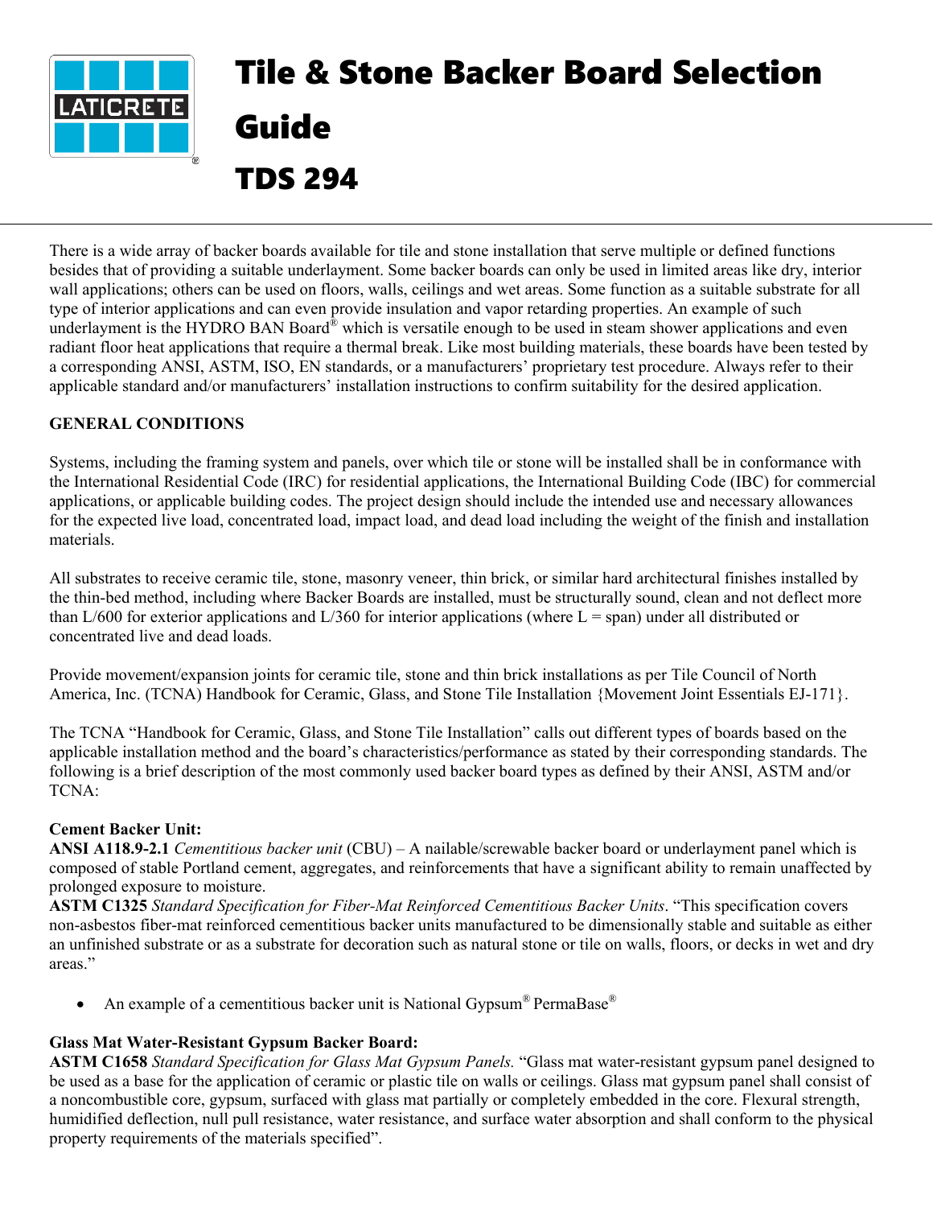# Tile & Stone Backer Board Selection Guide

# TDS 294

There is a wide array of backer boards available for tile and stone installation that serve multiple or defined functions besides that of providing a suitable underlayment. Some backer boards can only be used in limited areas like dry, interior wall applications; others can be used on floors, walls, ceilings and wet areas. Some function as a suitable substrate for all type of interior applications and can even provide insulation and vapor retarding properties. An example of such underlayment is the HYDRO BAN Board® which is versatile enough to be used in steam shower applications and even radiant floor heat applications that require a thermal break. Like most building materials, these boards have been tested by a corresponding ANSI, ASTM, ISO, EN standards, or a manufacturers' proprietary test procedure. Always refer to their applicable standard and/or manufacturers' installation instructions to confirm suitability for the desired application.

**GENERAL CONDITIONS**

Systems, including the framing system and panels, over which tile or stone will be installed shall be in conformance with the International Residential Code (IRC) for residential applications, the International Building Code (IBC) for commercial applications, or applicable building codes. The project design should include the intended use and necessary allowances for the expected live load, concentrated load, impact load, and dead load including the weight of the finish and installation materials.

All substrates to receive ceramic tile, stone, masonry veneer, thin brick, or similar hard architectural finishes installed by the thin-bed method, including where Backer Boards are installed, must be structurally sound, clean and not deflect more than L/600 for exterior applications and L/360 for interior applications (where L = span) under all distributed or concentrated live and dead loads.

Provide movement/expansion joints for ceramic tile, stone and thin brick installations as per Tile Council of North America, Inc. (TCNA) Handbook for Ceramic, Glass, and Stone Tile Installation {Movement Joint Essentials EJ-171}.

The TCNA "Handbook for Ceramic, Glass, and Stone Tile Installation" calls out different types of boards based on the applicable installation method and the board's characteristics/performance as stated by their corresponding standards. The following is a brief description of the most commonly used backer board types as defined by their ANSI, ASTM and/or TCNA:

**Cement Backer Unit:**
**ANSI A118.9-2.1** *Cementitious backer unit* (CBU) – A nailable/screwable backer board or underlayment panel which is composed of stable Portland cement, aggregates, and reinforcements that have a significant ability to remain unaffected by prolonged exposure to moisture.
**ASTM C1325** *Standard Specification for Fiber-Mat Reinforced Cementitious Backer Units*. "This specification covers non-asbestos fiber-mat reinforced cementitious backer units manufactured to be dimensionally stable and suitable as either an unfinished substrate or as a substrate for decoration such as natural stone or tile on walls, floors, or decks in wet and dry areas."

- An example of a cementitious backer unit is National Gypsum® PermaBase®

**Glass Mat Water-Resistant Gypsum Backer Board:**
**ASTM C1658** *Standard Specification for Glass Mat Gypsum Panels.* "Glass mat water-resistant gypsum panel designed to be used as a base for the application of ceramic or plastic tile on walls or ceilings. Glass mat gypsum panel shall consist of a noncombustible core, gypsum, surfaced with glass mat partially or completely embedded in the core. Flexural strength, humidified deflection, null pull resistance, water resistance, and surface water absorption and shall conform to the physical property requirements of the materials specified".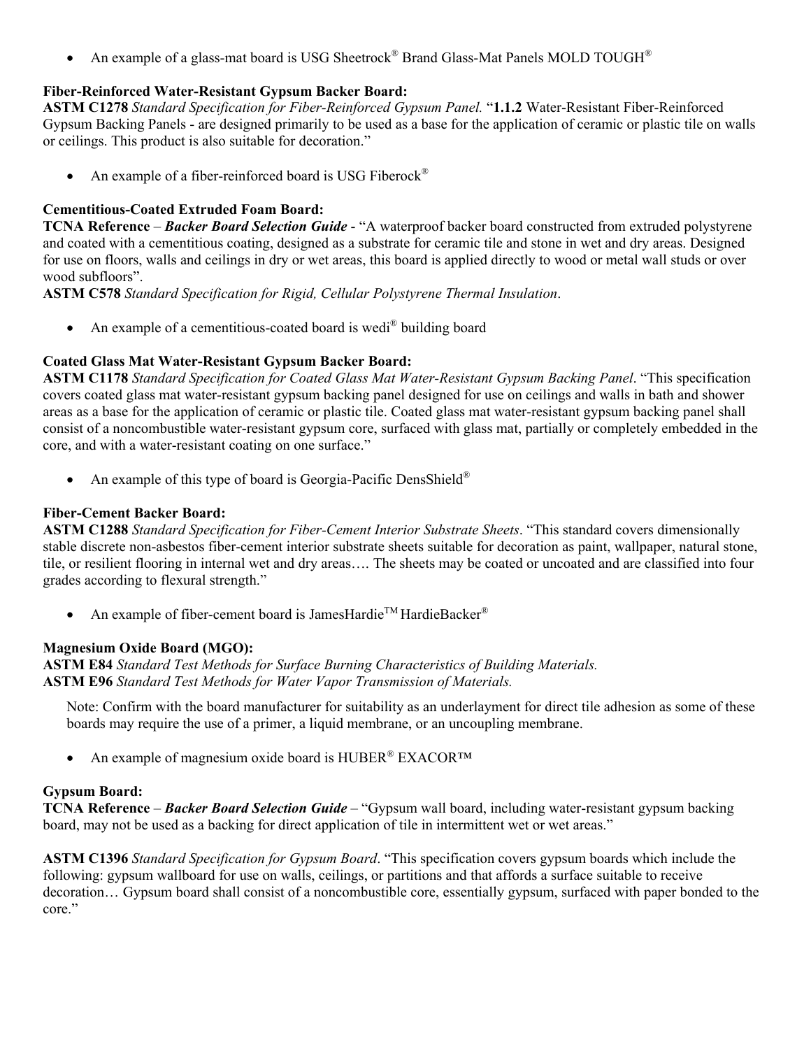- An example of a glass-mat board is USG Sheetrock® Brand Glass-Mat Panels MOLD TOUGH®

**Fiber-Reinforced Water-Resistant Gypsum Backer Board:**
**ASTM C1278** *Standard Specification for Fiber-Reinforced Gypsum Panel.* "**1.1.2** Water-Resistant Fiber-Reinforced Gypsum Backing Panels - are designed primarily to be used as a base for the application of ceramic or plastic tile on walls or ceilings. This product is also suitable for decoration."

- An example of a fiber-reinforced board is USG Fiberock®

**Cementitious-Coated Extruded Foam Board:**
**TCNA Reference** – ***Backer Board Selection Guide*** - "A waterproof backer board constructed from extruded polystyrene and coated with a cementitious coating, designed as a substrate for ceramic tile and stone in wet and dry areas. Designed for use on floors, walls and ceilings in dry or wet areas, this board is applied directly to wood or metal wall studs or over wood subfloors".
**ASTM C578** *Standard Specification for Rigid, Cellular Polystyrene Thermal Insulation*.

- An example of a cementitious-coated board is wedi® building board

**Coated Glass Mat Water-Resistant Gypsum Backer Board:**
**ASTM C1178** *Standard Specification for Coated Glass Mat Water-Resistant Gypsum Backing Panel*. "This specification covers coated glass mat water-resistant gypsum backing panel designed for use on ceilings and walls in bath and shower areas as a base for the application of ceramic or plastic tile. Coated glass mat water-resistant gypsum backing panel shall consist of a noncombustible water-resistant gypsum core, surfaced with glass mat, partially or completely embedded in the core, and with a water-resistant coating on one surface."

- An example of this type of board is Georgia-Pacific DensShield®

**Fiber-Cement Backer Board:**
**ASTM C1288** *Standard Specification for Fiber-Cement Interior Substrate Sheets*. "This standard covers dimensionally stable discrete non-asbestos fiber-cement interior substrate sheets suitable for decoration as paint, wallpaper, natural stone, tile, or resilient flooring in internal wet and dry areas…. The sheets may be coated or uncoated and are classified into four grades according to flexural strength."

- An example of fiber-cement board is JamesHardie™ HardieBacker®

**Magnesium Oxide Board (MGO):**
**ASTM E84** *Standard Test Methods for Surface Burning Characteristics of Building Materials.*
**ASTM E96** *Standard Test Methods for Water Vapor Transmission of Materials.*

> Note: Confirm with the board manufacturer for suitability as an underlayment for direct tile adhesion as some of these boards may require the use of a primer, a liquid membrane, or an uncoupling membrane.

- An example of magnesium oxide board is HUBER® EXACOR™

**Gypsum Board:**
**TCNA Reference** – ***Backer Board Selection Guide*** – "Gypsum wall board, including water-resistant gypsum backing board, may not be used as a backing for direct application of tile in intermittent wet or wet areas."

**ASTM C1396** *Standard Specification for Gypsum Board*. "This specification covers gypsum boards which include the following: gypsum wallboard for use on walls, ceilings, or partitions and that affords a surface suitable to receive decoration… Gypsum board shall consist of a noncombustible core, essentially gypsum, surfaced with paper bonded to the core."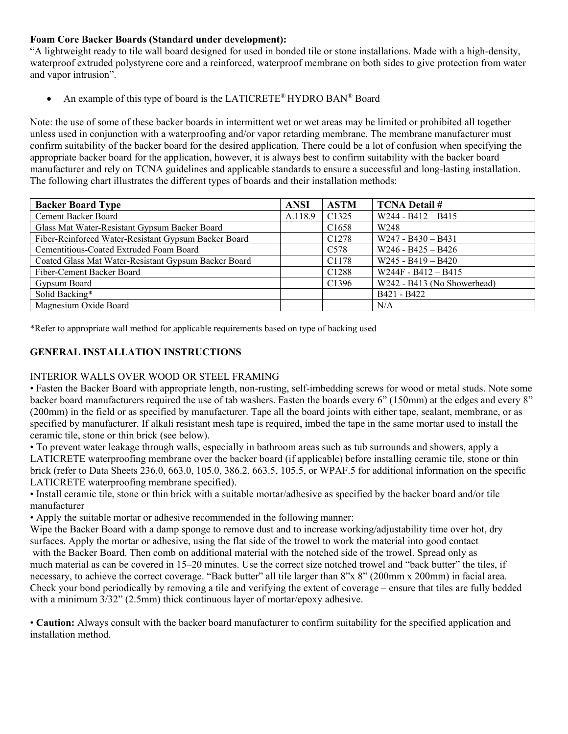**Foam Core Backer Boards (Standard under development):**
"A lightweight ready to tile wall board designed for used in bonded tile or stone installations. Made with a high-density, waterproof extruded polystyrene core and a reinforced, waterproof membrane on both sides to give protection from water and vapor intrusion".

- An example of this type of board is the LATICRETE® HYDRO BAN® Board

Note: the use of some of these backer boards in intermittent wet or wet areas may be limited or prohibited all together unless used in conjunction with a waterproofing and/or vapor retarding membrane. The membrane manufacturer must confirm suitability of the backer board for the desired application. There could be a lot of confusion when specifying the appropriate backer board for the application, however, it is always best to confirm suitability with the backer board manufacturer and rely on TCNA guidelines and applicable standards to ensure a successful and long-lasting installation. The following chart illustrates the different types of boards and their installation methods:

| Backer Board Type | ANSI | ASTM | TCNA Detail # |
|---|---|---|---|
| Cement Backer Board | A.118.9 | C1325 | W244 - B412 – B415 |
| Glass Mat Water-Resistant Gypsum Backer Board | | C1658 | W248 |
| Fiber-Reinforced Water-Resistant Gypsum Backer Board | | C1278 | W247 - B430 – B431 |
| Cementitious-Coated Extruded Foam Board | | C578 | W246 - B425 – B426 |
| Coated Glass Mat Water-Resistant Gypsum Backer Board | | C1178 | W245 - B419 – B420 |
| Fiber-Cement Backer Board | | C1288 | W244F - B412 – B415 |
| Gypsum Board | | C1396 | W242 - B413 (No Showerhead) |
| Solid Backing* | | | B421 - B422 |
| Magnesium Oxide Board | | | N/A |

*Refer to appropriate wall method for applicable requirements based on type of backing used

## GENERAL INSTALLATION INSTRUCTIONS

INTERIOR WALLS OVER WOOD OR STEEL FRAMING

- Fasten the Backer Board with appropriate length, non-rusting, self-imbedding screws for wood or metal studs. Note some backer board manufacturers required the use of tab washers. Fasten the boards every 6" (150mm) at the edges and every 8" (200mm) in the field or as specified by manufacturer. Tape all the board joints with either tape, sealant, membrane, or as specified by manufacturer. If alkali resistant mesh tape is required, imbed the tape in the same mortar used to install the ceramic tile, stone or thin brick (see below).
- To prevent water leakage through walls, especially in bathroom areas such as tub surrounds and showers, apply a LATICRETE waterproofing membrane over the backer board (if applicable) before installing ceramic tile, stone or thin brick (refer to Data Sheets 236.0, 663.0, 105.0, 386.2, 663.5, 105.5, or WPAF.5 for additional information on the specific LATICRETE waterproofing membrane specified).
- Install ceramic tile, stone or thin brick with a suitable mortar/adhesive as specified by the backer board and/or tile manufacturer
- Apply the suitable mortar or adhesive recommended in the following manner:

Wipe the Backer Board with a damp sponge to remove dust and to increase working/adjustability time over hot, dry surfaces. Apply the mortar or adhesive, using the flat side of the trowel to work the material into good contact with the Backer Board. Then comb on additional material with the notched side of the trowel. Spread only as much material as can be covered in 15–20 minutes. Use the correct size notched trowel and "back butter" the tiles, if necessary, to achieve the correct coverage. "Back butter" all tile larger than 8"x 8" (200mm x 200mm) in facial area. Check your bond periodically by removing a tile and verifying the extent of coverage – ensure that tiles are fully bedded with a minimum 3/32" (2.5mm) thick continuous layer of mortar/epoxy adhesive.

- **Caution:** Always consult with the backer board manufacturer to confirm suitability for the specified application and installation method.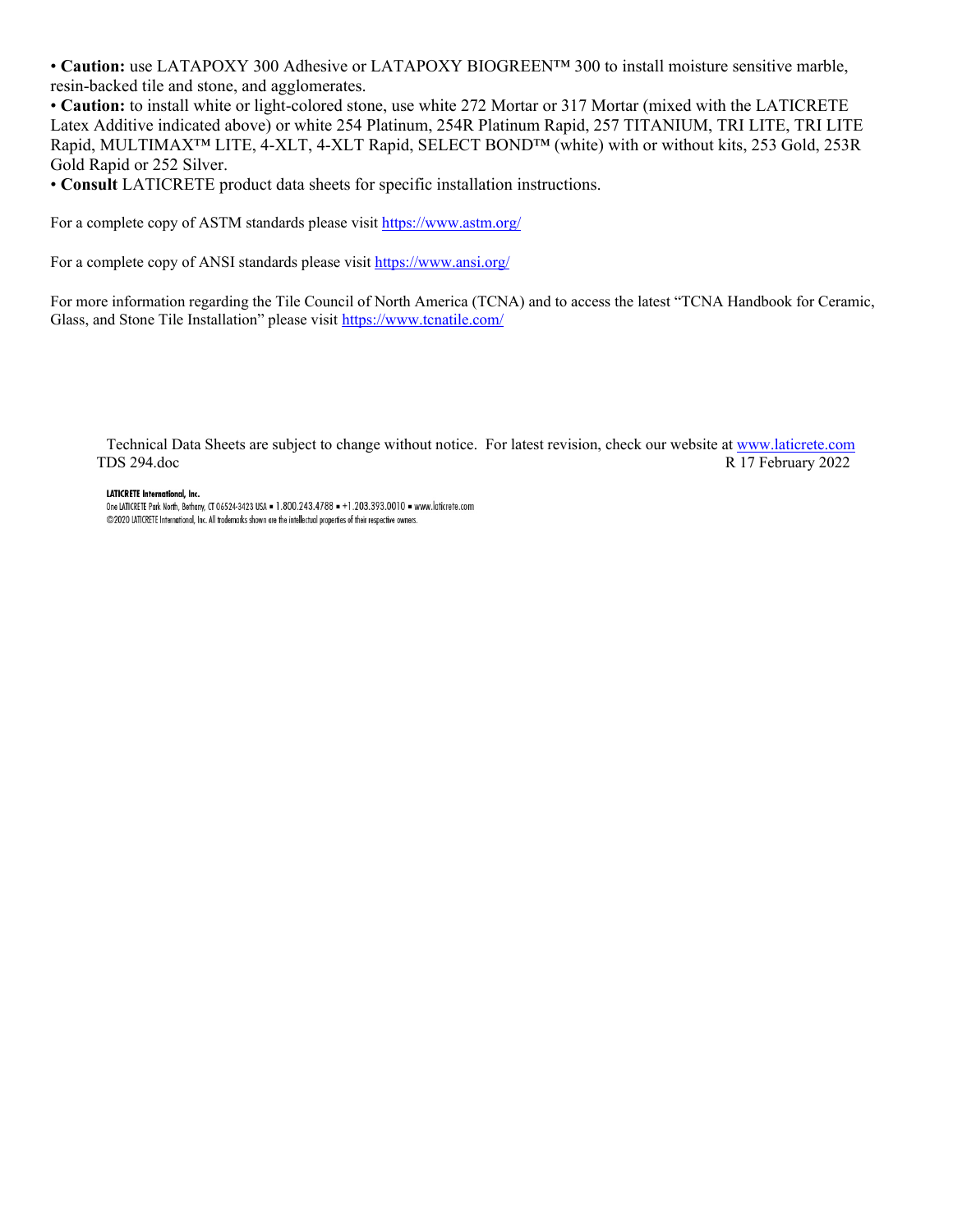- **Caution:** use LATAPOXY 300 Adhesive or LATAPOXY BIOGREEN™ 300 to install moisture sensitive marble, resin-backed tile and stone, and agglomerates.
- **Caution:** to install white or light-colored stone, use white 272 Mortar or 317 Mortar (mixed with the LATICRETE Latex Additive indicated above) or white 254 Platinum, 254R Platinum Rapid, 257 TITANIUM, TRI LITE, TRI LITE Rapid, MULTIMAX™ LITE, 4-XLT, 4-XLT Rapid, SELECT BOND™ (white) with or without kits, 253 Gold, 253R Gold Rapid or 252 Silver.
- **Consult** LATICRETE product data sheets for specific installation instructions.

For a complete copy of ASTM standards please visit https://www.astm.org/

For a complete copy of ANSI standards please visit https://www.ansi.org/

For more information regarding the Tile Council of North America (TCNA) and to access the latest "TCNA Handbook for Ceramic, Glass, and Stone Tile Installation" please visit https://www.tcnatile.com/

Technical Data Sheets are subject to change without notice. For latest revision, check our website at www.laticrete.com

TDS 294.doc R 17 February 2022

**LATICRETE International, Inc.**
One LATICRETE Park North, Bethany, CT 06524-3423 USA ▪ 1.800.243.4788 ▪ +1.203.393.0010 ▪ www.laticrete.com
©2020 LATICRETE International, Inc. All trademarks shown are the intellectual properties of their respective owners.